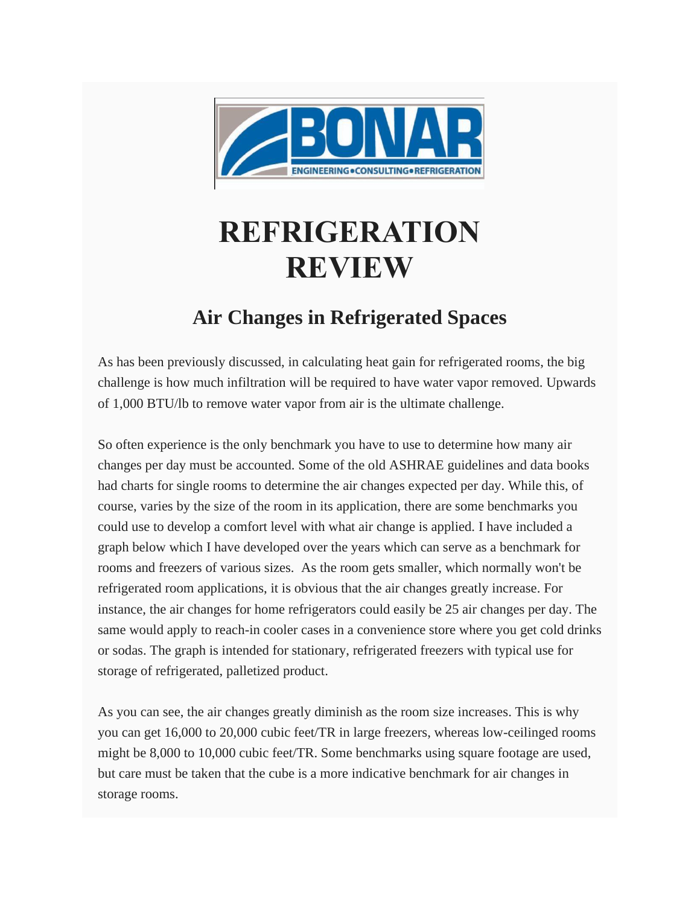# REFRIGERATION REVIEW

## Air Changes in Refrigerated Spaces

As has been previously discussed, in calculating heat gain for refrigerated rooms, the big challenge is how much infiltration will be required to have water vapor removed. Upwards of 1,000 BTU/lb to remove water vapor from air is the ultimate challenge.

So often experience is the only benchmark you have to use to determine how many air changes per day must be accounted. Some of the old ASHRAE guidelines and data books had charts for single rooms to determine the air changes expected per day. While this, of course, varies by the size of the room in its application, there are some benchmarks you could use to develop a comfort level with what air change is applied. I have included a graph below which I have developed over the years which can serve as a benchmark for rooms and freezers of various sizes. As the room gets smaller, which normally won't be refrigerated room applications, it is obvious that the air changes greatly increase. For instance, the air changes for home refrigerators could easily be 25 air changes per day. The same would apply to reach-in cooler cases in a convenience store where you get cold drinks or sodas. The graph is intended for stationary, refrigerated freezers with typical use for storage of refrigerated, palletized product.

As you can see, the air changes greatly diminish as the room size increases. This is why you can get 16,000 to 20,000 cubic feet/TR in large freezers, whereas low-ceilinged rooms might be 8,000 to 10,000 cubic feet/TR. Some benchmarks using square footage are used, but care must be taken that the cube is a more indicative benchmark for air changes in storage rooms.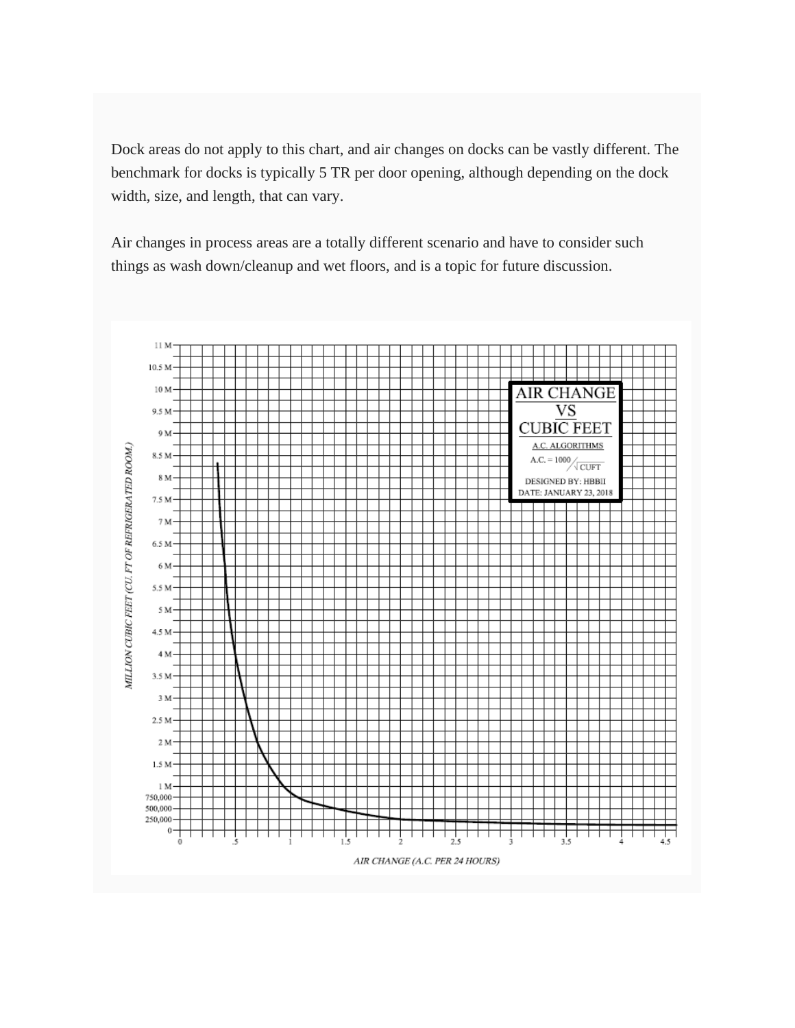Dock areas do not apply to this chart, and air changes on docks can be vastly different. The benchmark for docks is typically 5 TR per door opening, although depending on the dock width, size, and length, that can vary.

Air changes in process areas are a totally different scenario and have to consider such things as wash down/cleanup and wet floors, and is a topic for future discussion.

AIR CHANGE
VS
CUBIC FEET

A.C. ALGORITHMS

$A.C. = 1000 / \sqrt{CUFT}$

DESIGNED BY: HBBII
DATE: JANUARY 23, 2018

MILLION CUBIC FEET (CU. FT OF REFRIGERATED ROOM.)

11 M
10.5 M
10 M
9.5 M
9 M
8.5 M
8 M
7.5 M
7 M
6.5 M
6 M
5.5 M
5 M
4.5 M
4 M
3.5 M
3 M
2.5 M
2 M
1.5 M
1 M
750,000
500,000
250,000
0

0
.5
1
1.5
2
2.5
3
3.5
4
4.5

AIR CHANGE (A.C. PER 24 HOURS)